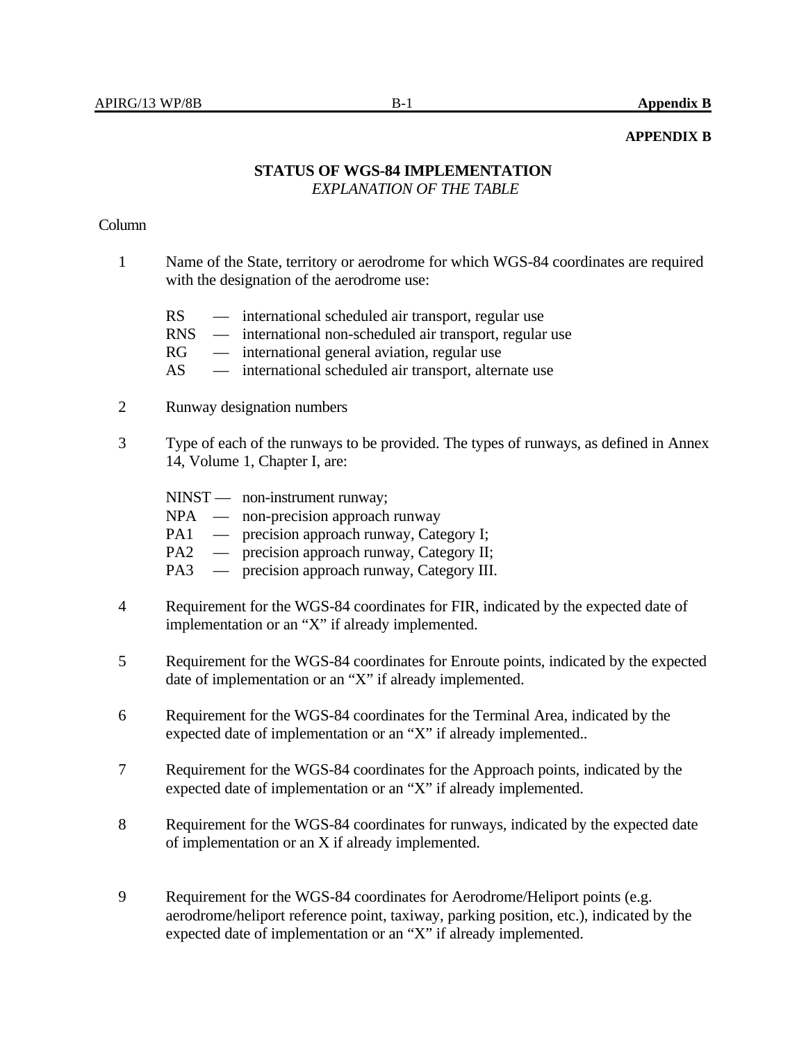**APPENDIX B**

## STATUS OF WGS-84 IMPLEMENTATION

*EXPLANATION OF THE TABLE*

Column

1 Name of the State, territory or aerodrome for which WGS-84 coordinates are required with the designation of the aerodrome use:

- RS — international scheduled air transport, regular use
- RNS — international non-scheduled air transport, regular use
- RG — international general aviation, regular use
- AS — international scheduled air transport, alternate use

2 Runway designation numbers

3 Type of each of the runways to be provided. The types of runways, as defined in Annex 14, Volume 1, Chapter I, are:

- NINST — non-instrument runway;
- NPA — non-precision approach runway
- PA1 — precision approach runway, Category I;
- PA2 — precision approach runway, Category II;
- PA3 — precision approach runway, Category III.

4 Requirement for the WGS-84 coordinates for FIR, indicated by the expected date of implementation or an "X" if already implemented.

5 Requirement for the WGS-84 coordinates for Enroute points, indicated by the expected date of implementation or an "X" if already implemented.

6 Requirement for the WGS-84 coordinates for the Terminal Area, indicated by the expected date of implementation or an "X" if already implemented..

7 Requirement for the WGS-84 coordinates for the Approach points, indicated by the expected date of implementation or an "X" if already implemented.

8 Requirement for the WGS-84 coordinates for runways, indicated by the expected date of implementation or an X if already implemented.

9 Requirement for the WGS-84 coordinates for Aerodrome/Heliport points (e.g. aerodrome/heliport reference point, taxiway, parking position, etc.), indicated by the expected date of implementation or an "X" if already implemented.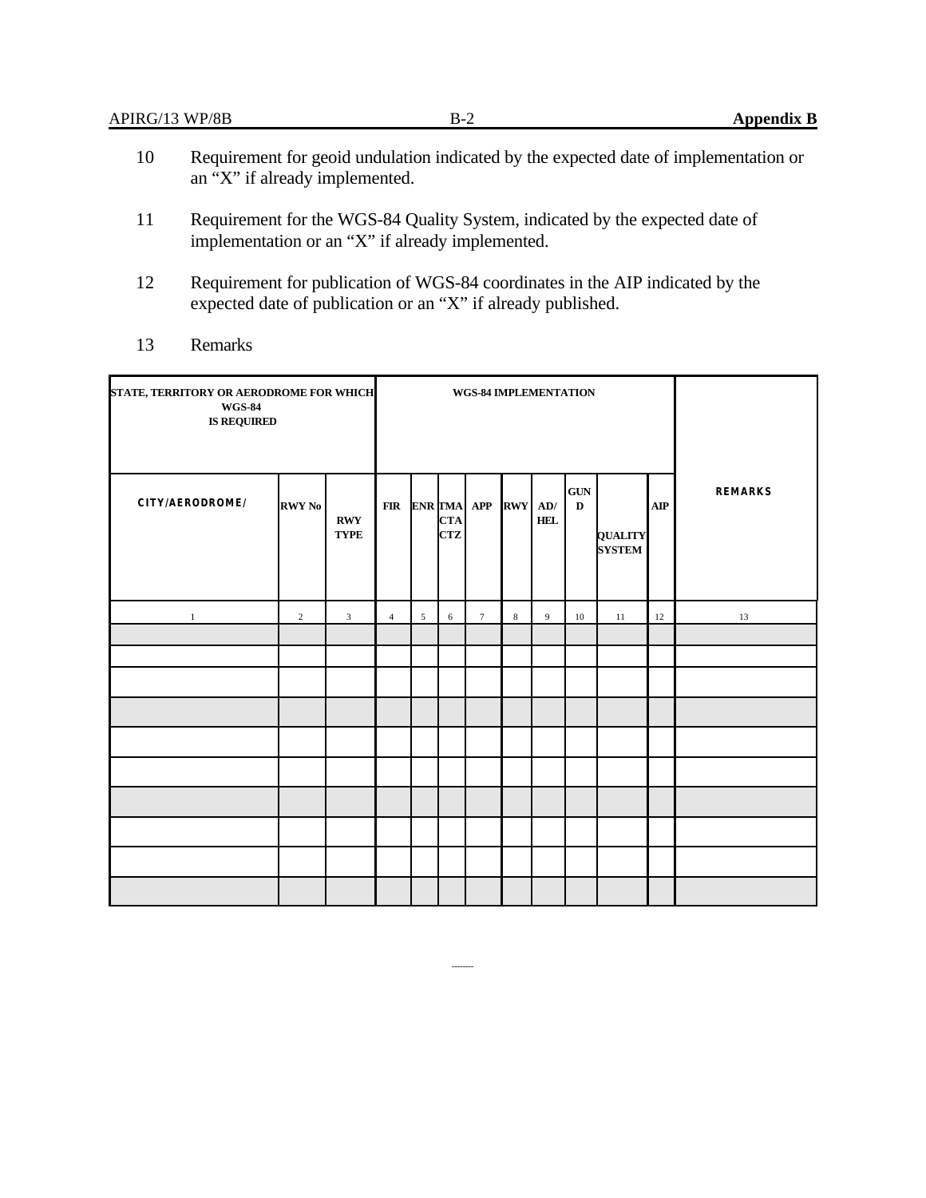10 Requirement for geoid undulation indicated by the expected date of implementation or an “X” if already implemented.

11 Requirement for the WGS-84 Quality System, indicated by the expected date of implementation or an “X” if already implemented.

12 Requirement for publication of WGS-84 coordinates in the AIP indicated by the expected date of publication or an “X” if already published.

13 Remarks

| STATE, TERRITORY OR AERODROME FOR WHICH WGS-84 IS REQUIRED | | | WGS-84 IMPLEMENTATION | | | | | | | | | REMARKS |
|---|---|---|---|---|---|---|---|---|---|---|---|---|
| CITY/AERODROME/ | RWY No | RWY TYPE | FIR | ENR | TMA CTA CTZ | APP | RWY | AD/ HEL | GUND | QUALITY SYSTEM | AIP | |
| 1 | 2 | 3 | 4 | 5 | 6 | 7 | 8 | 9 | 10 | 11 | 12 | 13 |
| | | | | | | | | | | | | |
| | | | | | | | | | | | | |
| | | | | | | | | | | | | |
| | | | | | | | | | | | | |
| | | | | | | | | | | | | |
| | | | | | | | | | | | | |
| | | | | | | | | | | | | |
| | | | | | | | | | | | | |
| | | | | | | | | | | | | |
| | | | | | | | | | | | | |

--------